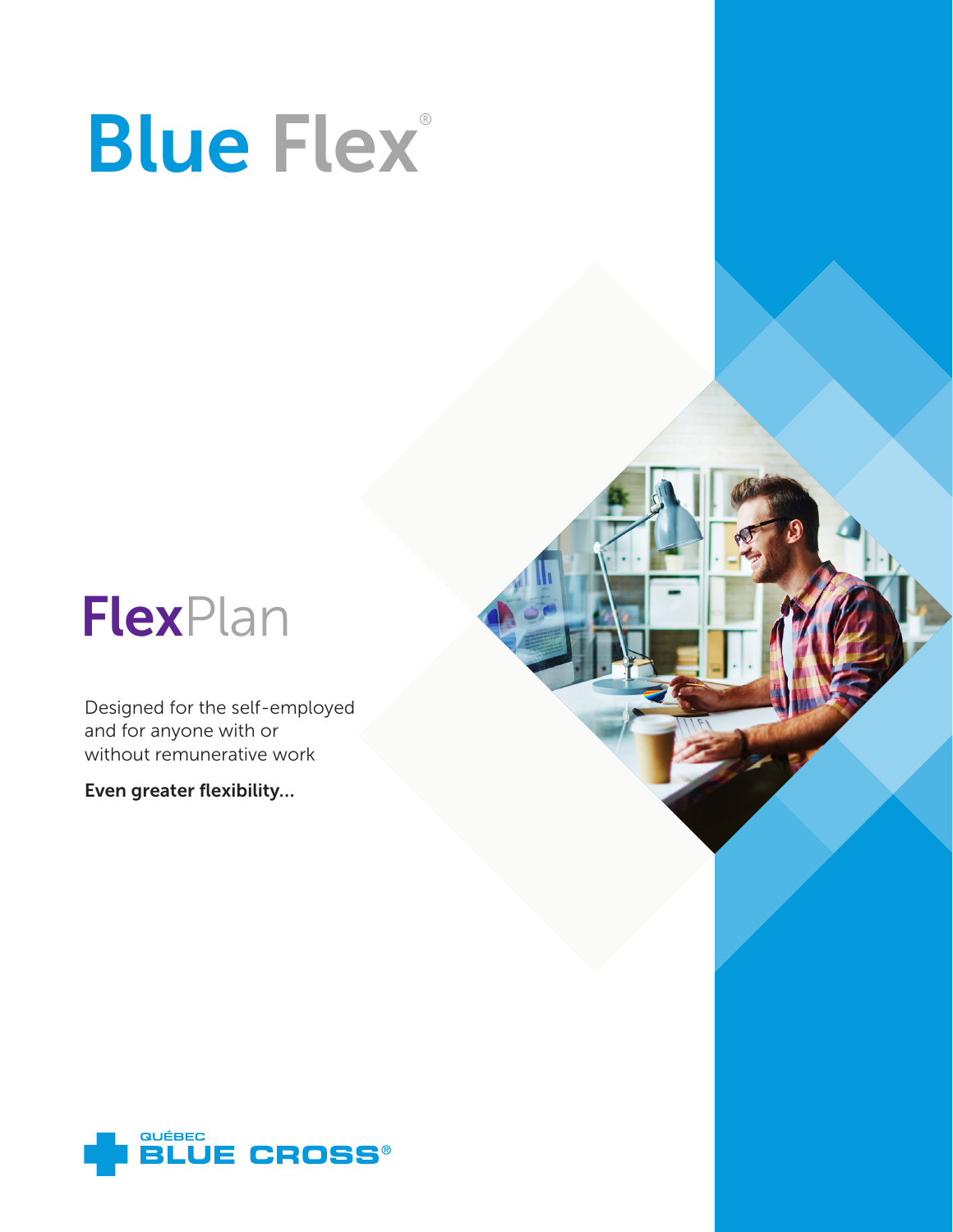# Blue Flex®

## FlexPlan

Designed for the self-employed and for anyone with or without remunerative work

**Even greater flexibility...**

QUÉBEC BLUE CROSS®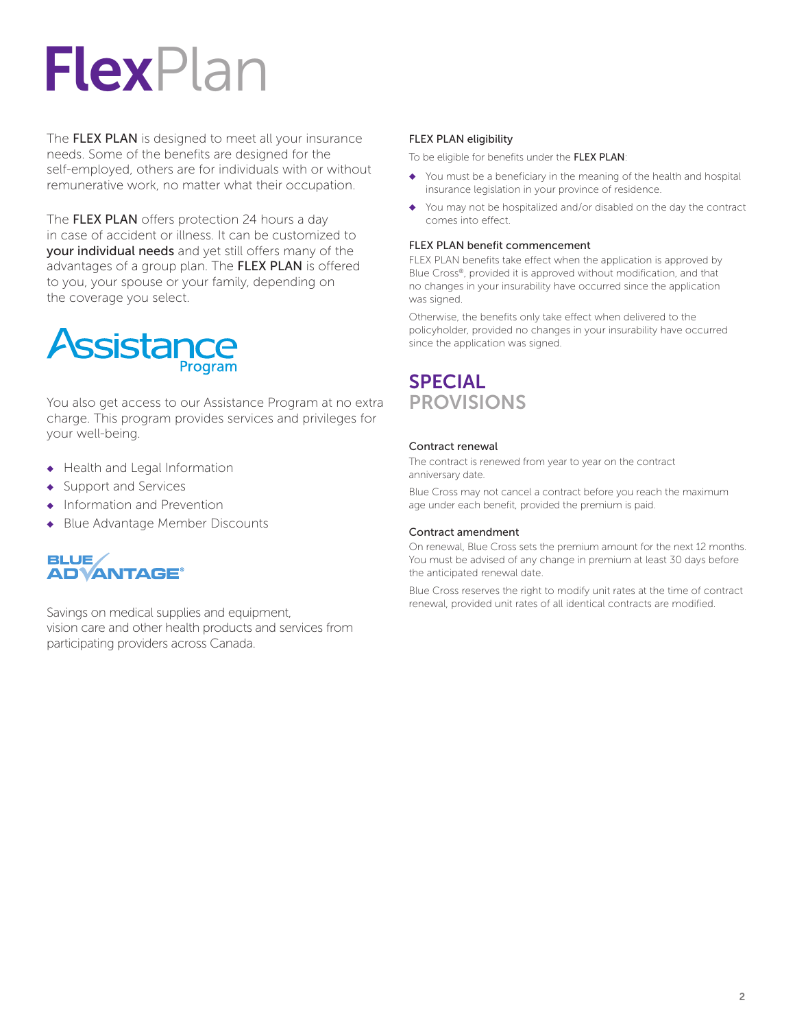# **Flex**Plan

The **FLEX PLAN** is designed to meet all your insurance needs. Some of the benefits are designed for the self-employed, others are for individuals with or without remunerative work, no matter what their occupation.

The **FLEX PLAN** offers protection 24 hours a day in case of accident or illness. It can be customized to **your individual needs** and yet still offers many of the advantages of a group plan. The **FLEX PLAN** is offered to you, your spouse or your family, depending on the coverage you select.

## Assistance Program

You also get access to our Assistance Program at no extra charge. This program provides services and privileges for your well-being.

- Health and Legal Information
- Support and Services
- Information and Prevention
- Blue Advantage Member Discounts

## BLUE ADVANTAGE®

Savings on medical supplies and equipment, vision care and other health products and services from participating providers across Canada.

### FLEX PLAN eligibility

To be eligible for benefits under the **FLEX PLAN**:

- You must be a beneficiary in the meaning of the health and hospital insurance legislation in your province of residence.
- You may not be hospitalized and/or disabled on the day the contract comes into effect.

### FLEX PLAN benefit commencement

FLEX PLAN benefits take effect when the application is approved by Blue Cross®, provided it is approved without modification, and that no changes in your insurability have occurred since the application was signed.

Otherwise, the benefits only take effect when delivered to the policyholder, provided no changes in your insurability have occurred since the application was signed.

## SPECIAL PROVISIONS

### Contract renewal

The contract is renewed from year to year on the contract anniversary date.

Blue Cross may not cancel a contract before you reach the maximum age under each benefit, provided the premium is paid.

### Contract amendment

On renewal, Blue Cross sets the premium amount for the next 12 months. You must be advised of any change in premium at least 30 days before the anticipated renewal date.

Blue Cross reserves the right to modify unit rates at the time of contract renewal, provided unit rates of all identical contracts are modified.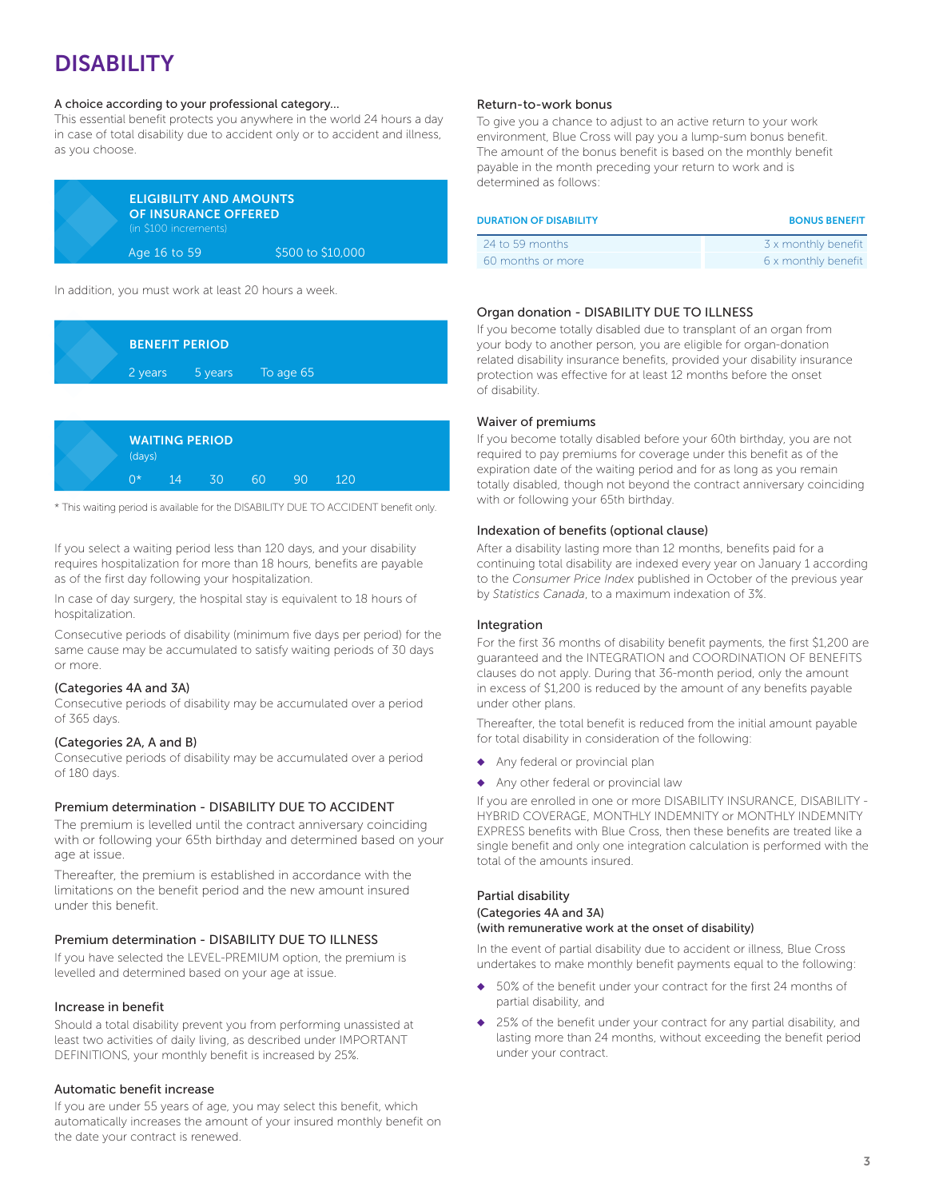# DISABILITY

### A choice according to your professional category...

This essential benefit protects you anywhere in the world 24 hours a day in case of total disability due to accident only or to accident and illness, as you choose.

| ELIGIBILITY AND AMOUNTS OF INSURANCE OFFERED (in $100 increments) | |
|---|---|
| Age 16 to 59 | $500 to $10,000 |

In addition, you must work at least 20 hours a week.

| BENEFIT PERIOD | | |
|---|---|---|
| 2 years | 5 years | To age 65 |

| WAITING PERIOD (days) | | | | | |
|---|---|---|---|---|---|
| 0* | 14 | 30 | 60 | 90 | 120 |

\* This waiting period is available for the DISABILITY DUE TO ACCIDENT benefit only.

If you select a waiting period less than 120 days, and your disability requires hospitalization for more than 18 hours, benefits are payable as of the first day following your hospitalization.

In case of day surgery, the hospital stay is equivalent to 18 hours of hospitalization.

Consecutive periods of disability (minimum five days per period) for the same cause may be accumulated to satisfy waiting periods of 30 days or more.

### (Categories 4A and 3A)

Consecutive periods of disability may be accumulated over a period of 365 days.

### (Categories 2A, A and B)

Consecutive periods of disability may be accumulated over a period of 180 days.

### Premium determination - DISABILITY DUE TO ACCIDENT

The premium is levelled until the contract anniversary coinciding with or following your 65th birthday and determined based on your age at issue.

Thereafter, the premium is established in accordance with the limitations on the benefit period and the new amount insured under this benefit.

### Premium determination - DISABILITY DUE TO ILLNESS

If you have selected the LEVEL-PREMIUM option, the premium is levelled and determined based on your age at issue.

### Increase in benefit

Should a total disability prevent you from performing unassisted at least two activities of daily living, as described under IMPORTANT DEFINITIONS, your monthly benefit is increased by 25%.

### Automatic benefit increase

If you are under 55 years of age, you may select this benefit, which automatically increases the amount of your insured monthly benefit on the date your contract is renewed.

### Return-to-work bonus

To give you a chance to adjust to an active return to your work environment, Blue Cross will pay you a lump-sum bonus benefit. The amount of the bonus benefit is based on the monthly benefit payable in the month preceding your return to work and is determined as follows:

| DURATION OF DISABILITY | BONUS BENEFIT |
|---|---|
| 24 to 59 months | 3 x monthly benefit |
| 60 months or more | 6 x monthly benefit |

### Organ donation - DISABILITY DUE TO ILLNESS

If you become totally disabled due to transplant of an organ from your body to another person, you are eligible for organ-donation related disability insurance benefits, provided your disability insurance protection was effective for at least 12 months before the onset of disability.

### Waiver of premiums

If you become totally disabled before your 60th birthday, you are not required to pay premiums for coverage under this benefit as of the expiration date of the waiting period and for as long as you remain totally disabled, though not beyond the contract anniversary coinciding with or following your 65th birthday.

### Indexation of benefits (optional clause)

After a disability lasting more than 12 months, benefits paid for a continuing total disability are indexed every year on January 1 according to the *Consumer Price Index* published in October of the previous year by *Statistics Canada*, to a maximum indexation of 3%.

### Integration

For the first 36 months of disability benefit payments, the first $1,200 are guaranteed and the INTEGRATION and COORDINATION OF BENEFITS clauses do not apply. During that 36-month period, only the amount in excess of $1,200 is reduced by the amount of any benefits payable under other plans.

Thereafter, the total benefit is reduced from the initial amount payable for total disability in consideration of the following:

- Any federal or provincial plan
- Any other federal or provincial law

If you are enrolled in one or more DISABILITY INSURANCE, DISABILITY - HYBRID COVERAGE, MONTHLY INDEMNITY or MONTHLY INDEMNITY EXPRESS benefits with Blue Cross, then these benefits are treated like a single benefit and only one integration calculation is performed with the total of the amounts insured.

### Partial disability
### (Categories 4A and 3A)
### (with remunerative work at the onset of disability)

In the event of partial disability due to accident or illness, Blue Cross undertakes to make monthly benefit payments equal to the following:

- 50% of the benefit under your contract for the first 24 months of partial disability, and
- 25% of the benefit under your contract for any partial disability, and lasting more than 24 months, without exceeding the benefit period under your contract.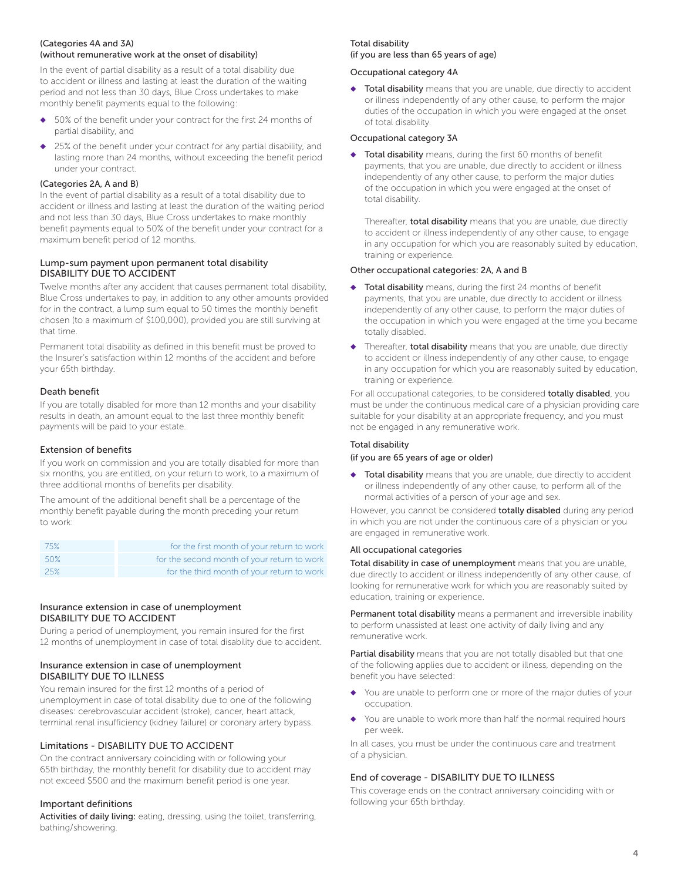(Categories 4A and 3A)
(without remunerative work at the onset of disability)

In the event of partial disability as a result of a total disability due to accident or illness and lasting at least the duration of the waiting period and not less than 30 days, Blue Cross undertakes to make monthly benefit payments equal to the following:

- 50% of the benefit under your contract for the first 24 months of partial disability, and
- 25% of the benefit under your contract for any partial disability, and lasting more than 24 months, without exceeding the benefit period under your contract.

(Categories 2A, A and B)

In the event of partial disability as a result of a total disability due to accident or illness and lasting at least the duration of the waiting period and not less than 30 days, Blue Cross undertakes to make monthly benefit payments equal to 50% of the benefit under your contract for a maximum benefit period of 12 months.

## Lump-sum payment upon permanent total disability DISABILITY DUE TO ACCIDENT

Twelve months after any accident that causes permanent total disability, Blue Cross undertakes to pay, in addition to any other amounts provided for in the contract, a lump sum equal to 50 times the monthly benefit chosen (to a maximum of $100,000), provided you are still surviving at that time.

Permanent total disability as defined in this benefit must be proved to the Insurer's satisfaction within 12 months of the accident and before your 65th birthday.

## Death benefit

If you are totally disabled for more than 12 months and your disability results in death, an amount equal to the last three monthly benefit payments will be paid to your estate.

## Extension of benefits

If you work on commission and you are totally disabled for more than six months, you are entitled, on your return to work, to a maximum of three additional months of benefits per disability.

The amount of the additional benefit shall be a percentage of the monthly benefit payable during the month preceding your return to work:

| | |
|---|---|
| 75% | for the first month of your return to work |
| 50% | for the second month of your return to work |
| 25% | for the third month of your return to work |

## Insurance extension in case of unemployment DISABILITY DUE TO ACCIDENT

During a period of unemployment, you remain insured for the first 12 months of unemployment in case of total disability due to accident.

## Insurance extension in case of unemployment DISABILITY DUE TO ILLNESS

You remain insured for the first 12 months of a period of unemployment in case of total disability due to one of the following diseases: cerebrovascular accident (stroke), cancer, heart attack, terminal renal insufficiency (kidney failure) or coronary artery bypass.

## Limitations - DISABILITY DUE TO ACCIDENT

On the contract anniversary coinciding with or following your 65th birthday, the monthly benefit for disability due to accident may not exceed $500 and the maximum benefit period is one year.

## Important definitions

**Activities of daily living:** eating, dressing, using the toilet, transferring, bathing/showering.

### Total disability (if you are less than 65 years of age)

Occupational category 4A

- **Total disability** means that you are unable, due directly to accident or illness independently of any other cause, to perform the major duties of the occupation in which you were engaged at the onset of total disability.

Occupational category 3A

- **Total disability** means, during the first 60 months of benefit payments, that you are unable, due directly to accident or illness independently of any other cause, to perform the major duties of the occupation in which you were engaged at the onset of total disability.

  Thereafter, **total disability** means that you are unable, due directly to accident or illness independently of any other cause, to engage in any occupation for which you are reasonably suited by education, training or experience.

Other occupational categories: 2A, A and B

- **Total disability** means, during the first 24 months of benefit payments, that you are unable, due directly to accident or illness independently of any other cause, to perform the major duties of the occupation in which you were engaged at the time you became totally disabled.
- Thereafter, **total disability** means that you are unable, due directly to accident or illness independently of any other cause, to engage in any occupation for which you are reasonably suited by education, training or experience.

For all occupational categories, to be considered **totally disabled**, you must be under the continuous medical care of a physician providing care suitable for your disability at an appropriate frequency, and you must not be engaged in any remunerative work.

### Total disability (if you are 65 years of age or older)

- **Total disability** means that you are unable, due directly to accident or illness independently of any other cause, to perform all of the normal activities of a person of your age and sex.

However, you cannot be considered **totally disabled** during any period in which you are not under the continuous care of a physician or you are engaged in remunerative work.

### All occupational categories

**Total disability in case of unemployment** means that you are unable, due directly to accident or illness independently of any other cause, of looking for remunerative work for which you are reasonably suited by education, training or experience.

**Permanent total disability** means a permanent and irreversible inability to perform unassisted at least one activity of daily living and any remunerative work.

**Partial disability** means that you are not totally disabled but that one of the following applies due to accident or illness, depending on the benefit you have selected:

- You are unable to perform one or more of the major duties of your occupation.
- You are unable to work more than half the normal required hours per week.

In all cases, you must be under the continuous care and treatment of a physician.

## End of coverage - DISABILITY DUE TO ILLNESS

This coverage ends on the contract anniversary coinciding with or following your 65th birthday.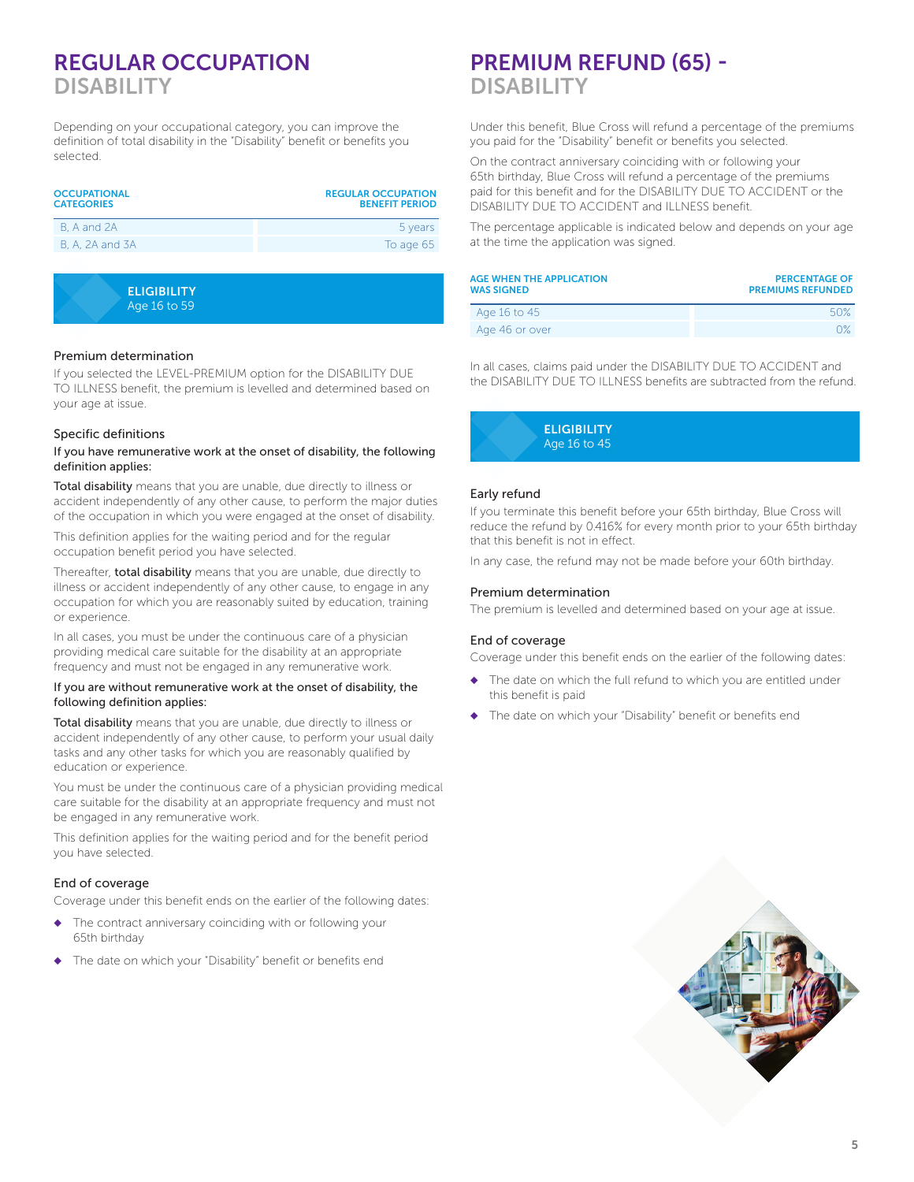# REGULAR OCCUPATION DISABILITY

Depending on your occupational category, you can improve the definition of total disability in the "Disability" benefit or benefits you selected.

| OCCUPATIONAL CATEGORIES | REGULAR OCCUPATION BENEFIT PERIOD |
|---|---|
| B, A and 2A | 5 years |
| B, A, 2A and 3A | To age 65 |

**ELIGIBILITY**
Age 16 to 59

### Premium determination

If you selected the LEVEL-PREMIUM option for the DISABILITY DUE TO ILLNESS benefit, the premium is levelled and determined based on your age at issue.

### Specific definitions

**If you have remunerative work at the onset of disability, the following definition applies:**

**Total disability** means that you are unable, due directly to illness or accident independently of any other cause, to perform the major duties of the occupation in which you were engaged at the onset of disability.

This definition applies for the waiting period and for the regular occupation benefit period you have selected.

Thereafter, **total disability** means that you are unable, due directly to illness or accident independently of any other cause, to engage in any occupation for which you are reasonably suited by education, training or experience.

In all cases, you must be under the continuous care of a physician providing medical care suitable for the disability at an appropriate frequency and must not be engaged in any remunerative work.

**If you are without remunerative work at the onset of disability, the following definition applies:**

**Total disability** means that you are unable, due directly to illness or accident independently of any other cause, to perform your usual daily tasks and any other tasks for which you are reasonably qualified by education or experience.

You must be under the continuous care of a physician providing medical care suitable for the disability at an appropriate frequency and must not be engaged in any remunerative work.

This definition applies for the waiting period and for the benefit period you have selected.

### End of coverage

Coverage under this benefit ends on the earlier of the following dates:

- The contract anniversary coinciding with or following your 65th birthday
- The date on which your "Disability" benefit or benefits end

# PREMIUM REFUND (65) - DISABILITY

Under this benefit, Blue Cross will refund a percentage of the premiums you paid for the "Disability" benefit or benefits you selected.

On the contract anniversary coinciding with or following your 65th birthday, Blue Cross will refund a percentage of the premiums paid for this benefit and for the DISABILITY DUE TO ACCIDENT or the DISABILITY DUE TO ACCIDENT and ILLNESS benefit.

The percentage applicable is indicated below and depends on your age at the time the application was signed.

| AGE WHEN THE APPLICATION WAS SIGNED | PERCENTAGE OF PREMIUMS REFUNDED |
|---|---|
| Age 16 to 45 | 50% |
| Age 46 or over | 0% |

In all cases, claims paid under the DISABILITY DUE TO ACCIDENT and the DISABILITY DUE TO ILLNESS benefits are subtracted from the refund.

**ELIGIBILITY**
Age 16 to 45

### Early refund

If you terminate this benefit before your 65th birthday, Blue Cross will reduce the refund by 0.416% for every month prior to your 65th birthday that this benefit is not in effect.

In any case, the refund may not be made before your 60th birthday.

### Premium determination

The premium is levelled and determined based on your age at issue.

### End of coverage

Coverage under this benefit ends on the earlier of the following dates:

- The date on which the full refund to which you are entitled under this benefit is paid
- The date on which your "Disability" benefit or benefits end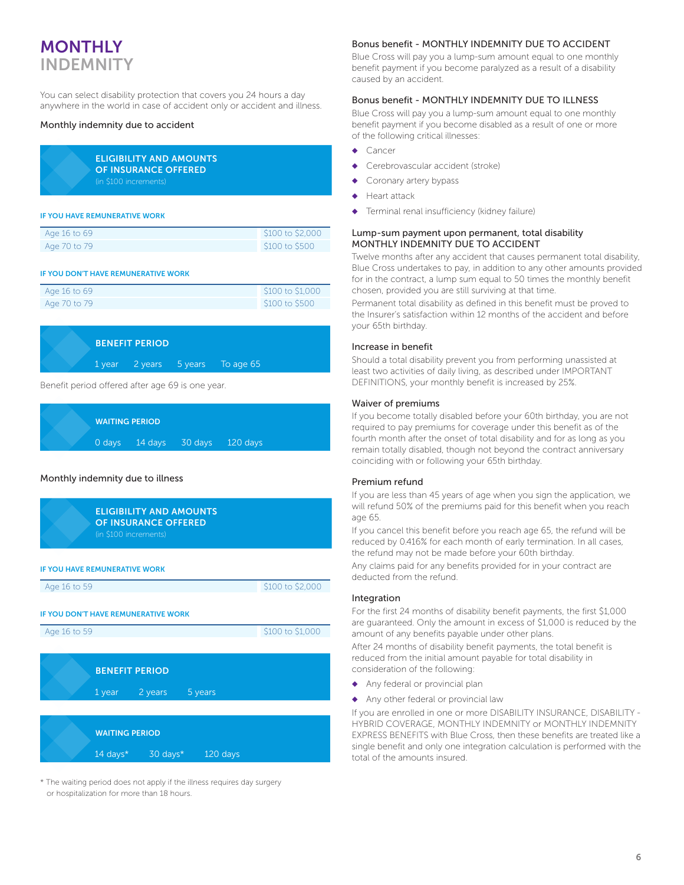# MONTHLY INDEMNITY

You can select disability protection that covers you 24 hours a day anywhere in the world in case of accident only or accident and illness.

## Monthly indemnity due to accident

### ELIGIBILITY AND AMOUNTS OF INSURANCE OFFERED

(in $100 increments)

**IF YOU HAVE REMUNERATIVE WORK**

| | |
|---|---|
| Age 16 to 69 | $100 to $2,000 |
| Age 70 to 79 | $100 to $500 |

**IF YOU DON'T HAVE REMUNERATIVE WORK**

| | |
|---|---|
| Age 16 to 69 | $100 to $1,000 |
| Age 70 to 79 | $100 to $500 |

### BENEFIT PERIOD

1 year    2 years    5 years    To age 65

Benefit period offered after age 69 is one year.

### WAITING PERIOD

0 days    14 days    30 days    120 days

## Monthly indemnity due to illness

### ELIGIBILITY AND AMOUNTS OF INSURANCE OFFERED

(in $100 increments)

**IF YOU HAVE REMUNERATIVE WORK**

| | |
|---|---|
| Age 16 to 59 | $100 to $2,000 |

**IF YOU DON'T HAVE REMUNERATIVE WORK**

| | |
|---|---|
| Age 16 to 59 | $100 to $1,000 |

### BENEFIT PERIOD

1 year    2 years    5 years

### WAITING PERIOD

14 days*    30 days*    120 days

* The waiting period does not apply if the illness requires day surgery or hospitalization for more than 18 hours.

### Bonus benefit - MONTHLY INDEMNITY DUE TO ACCIDENT

Blue Cross will pay you a lump-sum amount equal to one monthly benefit payment if you become paralyzed as a result of a disability caused by an accident.

### Bonus benefit - MONTHLY INDEMNITY DUE TO ILLNESS

Blue Cross will pay you a lump-sum amount equal to one monthly benefit payment if you become disabled as a result of one or more of the following critical illnesses:

- Cancer
- Cerebrovascular accident (stroke)
- Coronary artery bypass
- Heart attack
- Terminal renal insufficiency (kidney failure)

### Lump-sum payment upon permanent, total disability MONTHLY INDEMNITY DUE TO ACCIDENT

Twelve months after any accident that causes permanent total disability, Blue Cross undertakes to pay, in addition to any other amounts provided for in the contract, a lump sum equal to 50 times the monthly benefit chosen, provided you are still surviving at that time.

Permanent total disability as defined in this benefit must be proved to the Insurer's satisfaction within 12 months of the accident and before your 65th birthday.

### Increase in benefit

Should a total disability prevent you from performing unassisted at least two activities of daily living, as described under IMPORTANT DEFINITIONS, your monthly benefit is increased by 25%.

### Waiver of premiums

If you become totally disabled before your 60th birthday, you are not required to pay premiums for coverage under this benefit as of the fourth month after the onset of total disability and for as long as you remain totally disabled, though not beyond the contract anniversary coinciding with or following your 65th birthday.

### Premium refund

If you are less than 45 years of age when you sign the application, we will refund 50% of the premiums paid for this benefit when you reach age 65.

If you cancel this benefit before you reach age 65, the refund will be reduced by 0.416% for each month of early termination. In all cases, the refund may not be made before your 60th birthday.

Any claims paid for any benefits provided for in your contract are deducted from the refund.

### Integration

For the first 24 months of disability benefit payments, the first $1,000 are guaranteed. Only the amount in excess of $1,000 is reduced by the amount of any benefits payable under other plans.

After 24 months of disability benefit payments, the total benefit is reduced from the initial amount payable for total disability in consideration of the following:

- Any federal or provincial plan
- Any other federal or provincial law

If you are enrolled in one or more DISABILITY INSURANCE, DISABILITY - HYBRID COVERAGE, MONTHLY INDEMNITY or MONTHLY INDEMNITY EXPRESS BENEFITS with Blue Cross, then these benefits are treated like a single benefit and only one integration calculation is performed with the total of the amounts insured.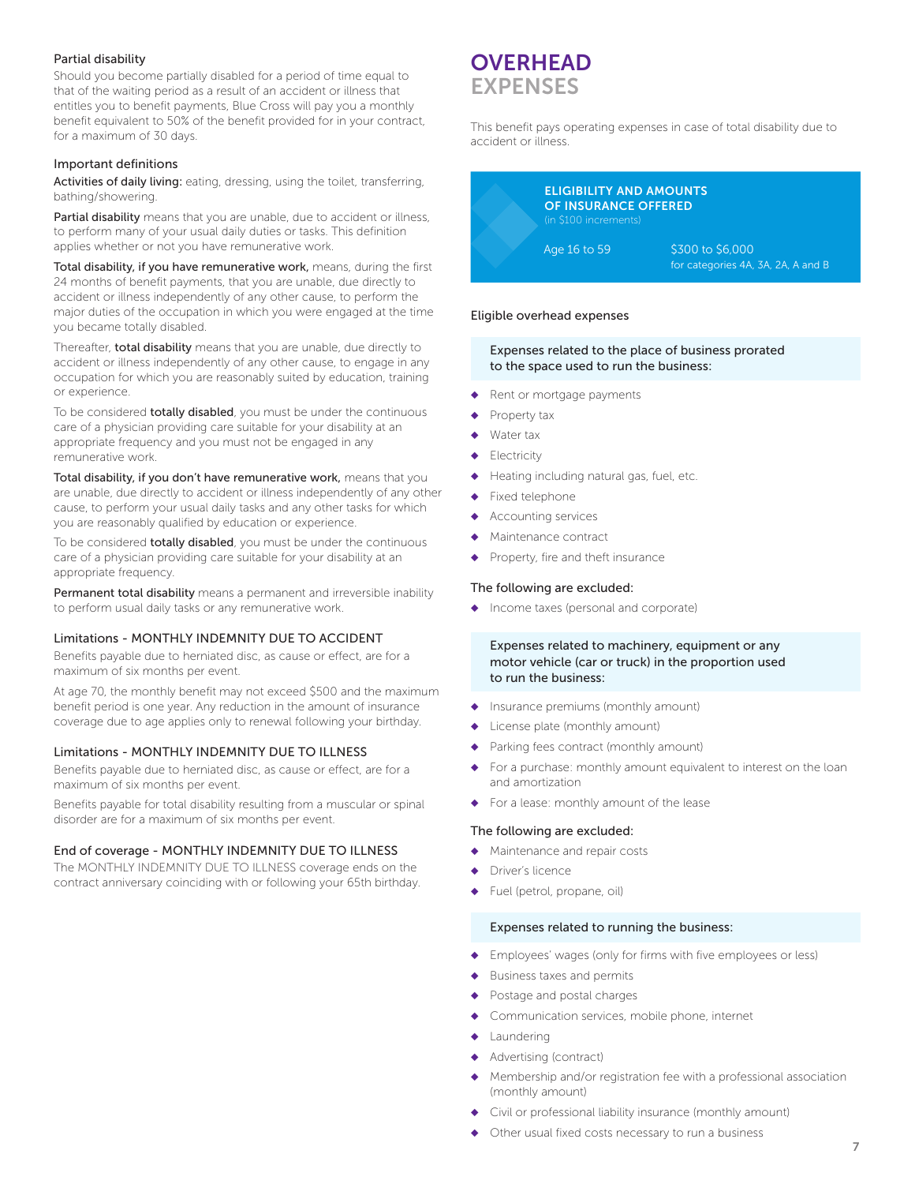### Partial disability

Should you become partially disabled for a period of time equal to that of the waiting period as a result of an accident or illness that entitles you to benefit payments, Blue Cross will pay you a monthly benefit equivalent to 50% of the benefit provided for in your contract, for a maximum of 30 days.

### Important definitions

**Activities of daily living:** eating, dressing, using the toilet, transferring, bathing/showering.

**Partial disability** means that you are unable, due to accident or illness, to perform many of your usual daily duties or tasks. This definition applies whether or not you have remunerative work.

**Total disability, if you have remunerative work,** means, during the first 24 months of benefit payments, that you are unable, due directly to accident or illness independently of any other cause, to perform the major duties of the occupation in which you were engaged at the time you became totally disabled.

Thereafter, **total disability** means that you are unable, due directly to accident or illness independently of any other cause, to engage in any occupation for which you are reasonably suited by education, training or experience.

To be considered **totally disabled**, you must be under the continuous care of a physician providing care suitable for your disability at an appropriate frequency and you must not be engaged in any remunerative work.

**Total disability, if you don't have remunerative work,** means that you are unable, due directly to accident or illness independently of any other cause, to perform your usual daily tasks and any other tasks for which you are reasonably qualified by education or experience.

To be considered **totally disabled**, you must be under the continuous care of a physician providing care suitable for your disability at an appropriate frequency.

**Permanent total disability** means a permanent and irreversible inability to perform usual daily tasks or any remunerative work.

### Limitations - MONTHLY INDEMNITY DUE TO ACCIDENT

Benefits payable due to herniated disc, as cause or effect, are for a maximum of six months per event.

At age 70, the monthly benefit may not exceed $500 and the maximum benefit period is one year. Any reduction in the amount of insurance coverage due to age applies only to renewal following your birthday.

### Limitations - MONTHLY INDEMNITY DUE TO ILLNESS

Benefits payable due to herniated disc, as cause or effect, are for a maximum of six months per event.

Benefits payable for total disability resulting from a muscular or spinal disorder are for a maximum of six months per event.

### End of coverage - MONTHLY INDEMNITY DUE TO ILLNESS

The MONTHLY INDEMNITY DUE TO ILLNESS coverage ends on the contract anniversary coinciding with or following your 65th birthday.

## OVERHEAD EXPENSES

This benefit pays operating expenses in case of total disability due to accident or illness.

**ELIGIBILITY AND AMOUNTS OF INSURANCE OFFERED**
(in $100 increments)

| | |
|---|---|
| Age 16 to 59 | $300 to $6,000 for categories 4A, 3A, 2A, A and B |

### Eligible overhead expenses

**Expenses related to the place of business prorated to the space used to run the business:**

- Rent or mortgage payments
- Property tax
- Water tax
- Electricity
- Heating including natural gas, fuel, etc.
- Fixed telephone
- Accounting services
- Maintenance contract
- Property, fire and theft insurance

The following are excluded:

- Income taxes (personal and corporate)

**Expenses related to machinery, equipment or any motor vehicle (car or truck) in the proportion used to run the business:**

- Insurance premiums (monthly amount)
- License plate (monthly amount)
- Parking fees contract (monthly amount)
- For a purchase: monthly amount equivalent to interest on the loan and amortization
- For a lease: monthly amount of the lease

The following are excluded:

- Maintenance and repair costs
- Driver's licence
- Fuel (petrol, propane, oil)

**Expenses related to running the business:**

- Employees' wages (only for firms with five employees or less)
- Business taxes and permits
- Postage and postal charges
- Communication services, mobile phone, internet
- Laundering
- Advertising (contract)
- Membership and/or registration fee with a professional association (monthly amount)
- Civil or professional liability insurance (monthly amount)
- Other usual fixed costs necessary to run a business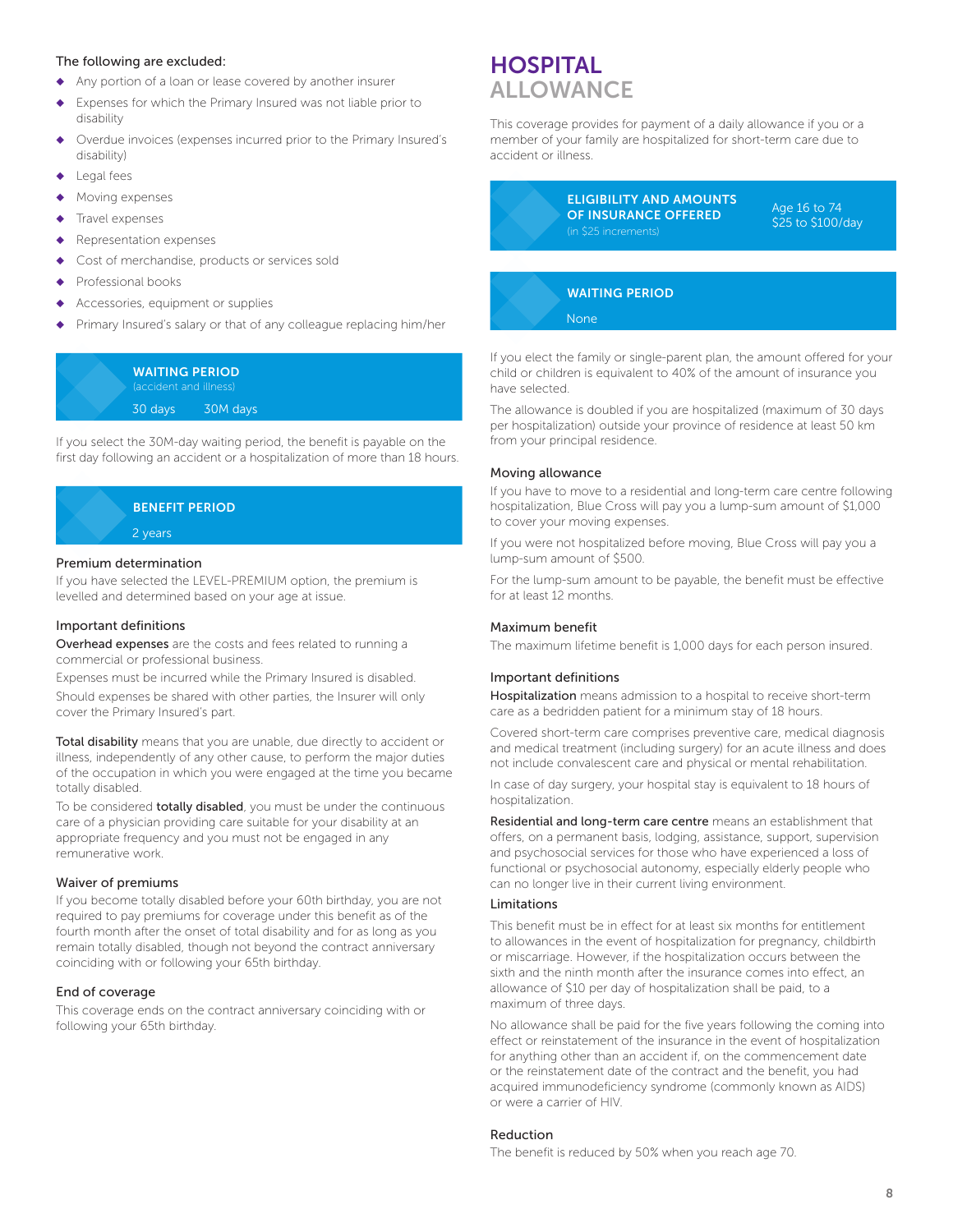The following are excluded:

- Any portion of a loan or lease covered by another insurer
- Expenses for which the Primary Insured was not liable prior to disability
- Overdue invoices (expenses incurred prior to the Primary Insured's disability)
- Legal fees
- Moving expenses
- Travel expenses
- Representation expenses
- Cost of merchandise, products or services sold
- Professional books
- Accessories, equipment or supplies
- Primary Insured's salary or that of any colleague replacing him/her

**WAITING PERIOD**
(accident and illness)

30 days 30M days

If you select the 30M-day waiting period, the benefit is payable on the first day following an accident or a hospitalization of more than 18 hours.

**BENEFIT PERIOD**

2 years

### Premium determination

If you have selected the LEVEL-PREMIUM option, the premium is levelled and determined based on your age at issue.

### Important definitions

**Overhead expenses** are the costs and fees related to running a commercial or professional business.

Expenses must be incurred while the Primary Insured is disabled.

Should expenses be shared with other parties, the Insurer will only cover the Primary Insured's part.

**Total disability** means that you are unable, due directly to accident or illness, independently of any other cause, to perform the major duties of the occupation in which you were engaged at the time you became totally disabled.

To be considered **totally disabled**, you must be under the continuous care of a physician providing care suitable for your disability at an appropriate frequency and you must not be engaged in any remunerative work.

### Waiver of premiums

If you become totally disabled before your 60th birthday, you are not required to pay premiums for coverage under this benefit as of the fourth month after the onset of total disability and for as long as you remain totally disabled, though not beyond the contract anniversary coinciding with or following your 65th birthday.

### End of coverage

This coverage ends on the contract anniversary coinciding with or following your 65th birthday.

# HOSPITAL ALLOWANCE

This coverage provides for payment of a daily allowance if you or a member of your family are hospitalized for short-term care due to accident or illness.

**ELIGIBILITY AND AMOUNTS OF INSURANCE OFFERED**
(in $25 increments)

Age 16 to 74
$25 to $100/day

**WAITING PERIOD**

None

If you elect the family or single-parent plan, the amount offered for your child or children is equivalent to 40% of the amount of insurance you have selected.

The allowance is doubled if you are hospitalized (maximum of 30 days per hospitalization) outside your province of residence at least 50 km from your principal residence.

### Moving allowance

If you have to move to a residential and long-term care centre following hospitalization, Blue Cross will pay you a lump-sum amount of $1,000 to cover your moving expenses.

If you were not hospitalized before moving, Blue Cross will pay you a lump-sum amount of $500.

For the lump-sum amount to be payable, the benefit must be effective for at least 12 months.

### Maximum benefit

The maximum lifetime benefit is 1,000 days for each person insured.

### Important definitions

**Hospitalization** means admission to a hospital to receive short-term care as a bedridden patient for a minimum stay of 18 hours.

Covered short-term care comprises preventive care, medical diagnosis and medical treatment (including surgery) for an acute illness and does not include convalescent care and physical or mental rehabilitation.

In case of day surgery, your hospital stay is equivalent to 18 hours of hospitalization.

**Residential and long-term care centre** means an establishment that offers, on a permanent basis, lodging, assistance, support, supervision and psychosocial services for those who have experienced a loss of functional or psychosocial autonomy, especially elderly people who can no longer live in their current living environment.

### Limitations

This benefit must be in effect for at least six months for entitlement to allowances in the event of hospitalization for pregnancy, childbirth or miscarriage. However, if the hospitalization occurs between the sixth and the ninth month after the insurance comes into effect, an allowance of $10 per day of hospitalization shall be paid, to a maximum of three days.

No allowance shall be paid for the five years following the coming into effect or reinstatement of the insurance in the event of hospitalization for anything other than an accident if, on the commencement date or the reinstatement date of the contract and the benefit, you had acquired immunodeficiency syndrome (commonly known as AIDS) or were a carrier of HIV.

### Reduction

The benefit is reduced by 50% when you reach age 70.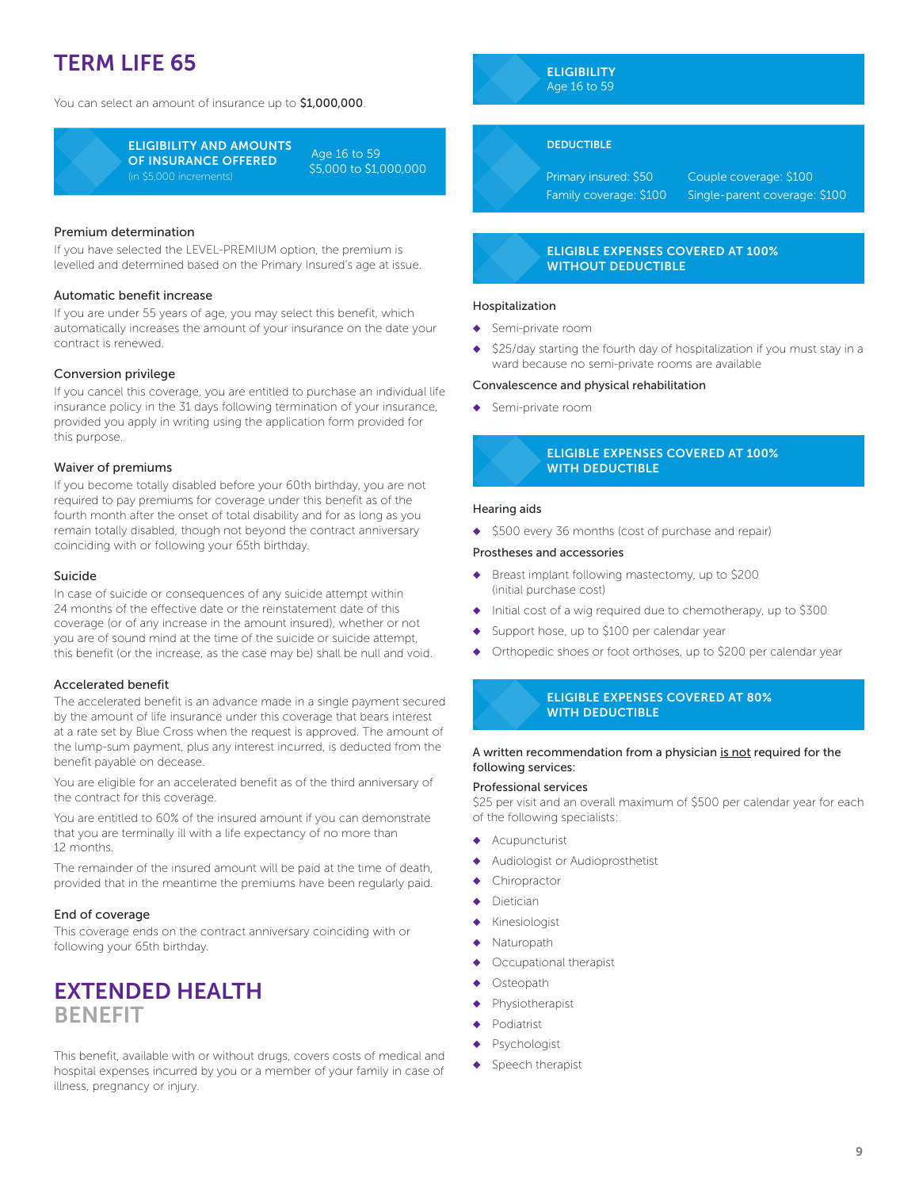# TERM LIFE 65

You can select an amount of insurance up to **$1,000,000**.

| | |
|---|---|
| **ELIGIBILITY AND AMOUNTS OF INSURANCE OFFERED** (in $5,000 increments) | Age 16 to 59<br>$5,000 to $1,000,000 |

### Premium determination

If you have selected the LEVEL-PREMIUM option, the premium is levelled and determined based on the Primary Insured's age at issue.

### Automatic benefit increase

If you are under 55 years of age, you may select this benefit, which automatically increases the amount of your insurance on the date your contract is renewed.

### Conversion privilege

If you cancel this coverage, you are entitled to purchase an individual life insurance policy in the 31 days following termination of your insurance, provided you apply in writing using the application form provided for this purpose.

### Waiver of premiums

If you become totally disabled before your 60th birthday, you are not required to pay premiums for coverage under this benefit as of the fourth month after the onset of total disability and for as long as you remain totally disabled, though not beyond the contract anniversary coinciding with or following your 65th birthday.

### Suicide

In case of suicide or consequences of any suicide attempt within 24 months of the effective date or the reinstatement date of this coverage (or of any increase in the amount insured), whether or not you are of sound mind at the time of the suicide or suicide attempt, this benefit (or the increase, as the case may be) shall be null and void.

### Accelerated benefit

The accelerated benefit is an advance made in a single payment secured by the amount of life insurance under this coverage that bears interest at a rate set by Blue Cross when the request is approved. The amount of the lump-sum payment, plus any interest incurred, is deducted from the benefit payable on decease.

You are eligible for an accelerated benefit as of the third anniversary of the contract for this coverage.

You are entitled to 60% of the insured amount if you can demonstrate that you are terminally ill with a life expectancy of no more than 12 months.

The remainder of the insured amount will be paid at the time of death, provided that in the meantime the premiums have been regularly paid.

### End of coverage

This coverage ends on the contract anniversary coinciding with or following your 65th birthday.

# EXTENDED HEALTH BENEFIT

This benefit, available with or without drugs, covers costs of medical and hospital expenses incurred by you or a member of your family in case of illness, pregnancy or injury.

**ELIGIBILITY**
Age 16 to 59

**DEDUCTIBLE**

| | |
|---|---|
| Primary insured: $50 | Couple coverage: $100 |
| Family coverage: $100 | Single-parent coverage: $100 |

## ELIGIBLE EXPENSES COVERED AT 100% WITHOUT DEDUCTIBLE

### Hospitalization

- Semi-private room
- $25/day starting the fourth day of hospitalization if you must stay in a ward because no semi-private rooms are available

### Convalescence and physical rehabilitation

- Semi-private room

## ELIGIBLE EXPENSES COVERED AT 100% WITH DEDUCTIBLE

### Hearing aids

- $500 every 36 months (cost of purchase and repair)

### Prostheses and accessories

- Breast implant following mastectomy, up to $200 (initial purchase cost)
- Initial cost of a wig required due to chemotherapy, up to $300
- Support hose, up to $100 per calendar year
- Orthopedic shoes or foot orthoses, up to $200 per calendar year

## ELIGIBLE EXPENSES COVERED AT 80% WITH DEDUCTIBLE

A written recommendation from a physician is not required for the following services:

### Professional services

$25 per visit and an overall maximum of $500 per calendar year for each of the following specialists:

- Acupuncturist
- Audiologist or Audioprosthetist
- Chiropractor
- Dietician
- Kinesiologist
- Naturopath
- Occupational therapist
- Osteopath
- Physiotherapist
- Podiatrist
- Psychologist
- Speech therapist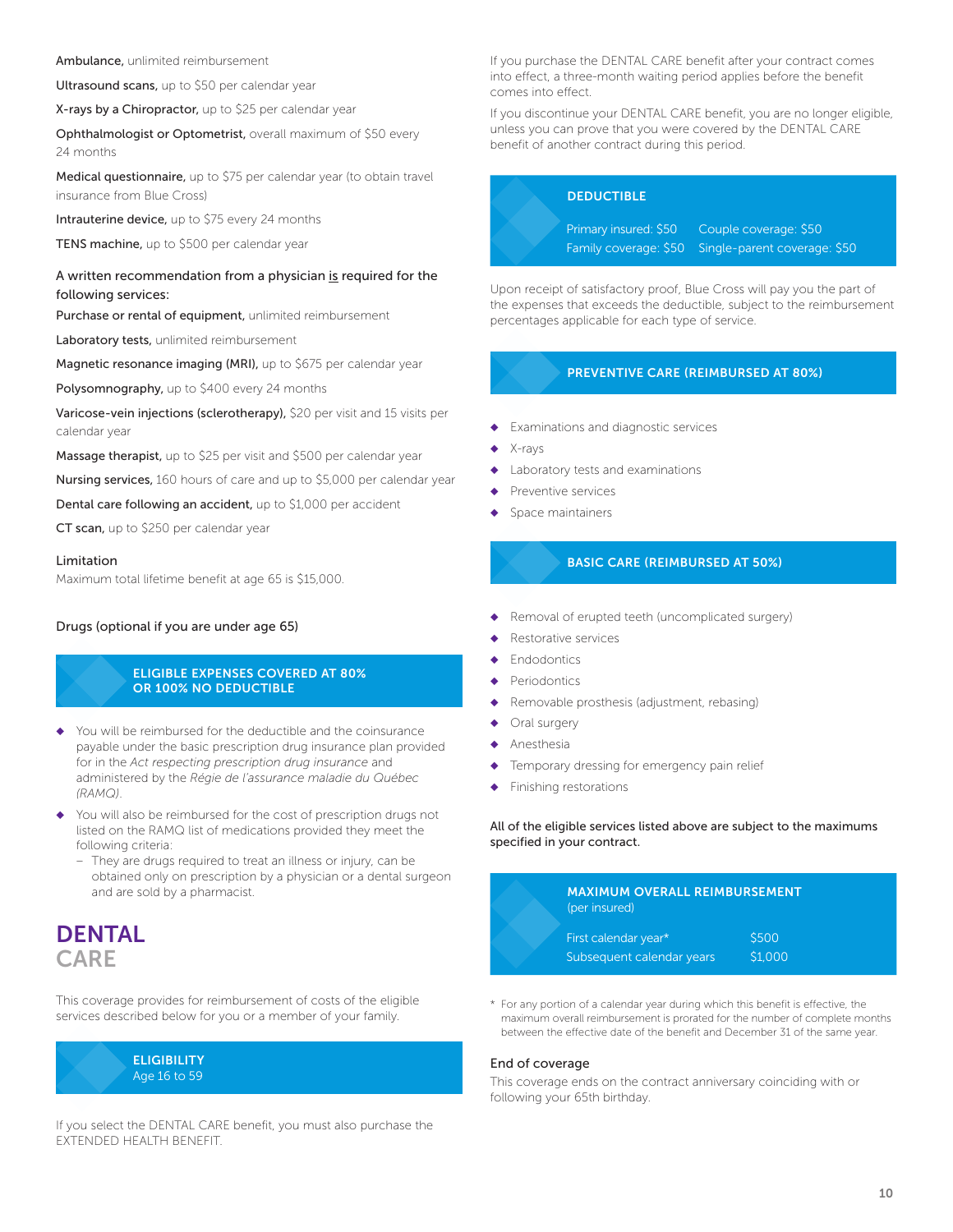**Ambulance,** unlimited reimbursement

**Ultrasound scans,** up to $50 per calendar year

**X-rays by a Chiropractor,** up to $25 per calendar year

**Ophthalmologist or Optometrist,** overall maximum of $50 every 24 months

**Medical questionnaire,** up to $75 per calendar year (to obtain travel insurance from Blue Cross)

**Intrauterine device,** up to $75 every 24 months

**TENS machine,** up to $500 per calendar year

A written recommendation from a physician is required for the following services:

**Purchase or rental of equipment,** unlimited reimbursement

**Laboratory tests,** unlimited reimbursement

**Magnetic resonance imaging (MRI),** up to $675 per calendar year

**Polysomnography,** up to $400 every 24 months

**Varicose-vein injections (sclerotherapy),** $20 per visit and 15 visits per calendar year

**Massage therapist,** up to $25 per visit and $500 per calendar year

**Nursing services,** 160 hours of care and up to $5,000 per calendar year

**Dental care following an accident,** up to $1,000 per accident

**CT scan,** up to $250 per calendar year

**Limitation**

Maximum total lifetime benefit at age 65 is $15,000.

**Drugs (optional if you are under age 65)**

### ELIGIBLE EXPENSES COVERED AT 80% OR 100% NO DEDUCTIBLE

- You will be reimbursed for the deductible and the coinsurance payable under the basic prescription drug insurance plan provided for in the *Act respecting prescription drug insurance* and administered by the *Régie de l'assurance maladie du Québec (RAMQ)*.
- You will also be reimbursed for the cost of prescription drugs not listed on the RAMQ list of medications provided they meet the following criteria:
  - They are drugs required to treat an illness or injury, can be obtained only on prescription by a physician or a dental surgeon and are sold by a pharmacist.

# DENTAL CARE

This coverage provides for reimbursement of costs of the eligible services described below for you or a member of your family.

### ELIGIBILITY

Age 16 to 59

If you select the DENTAL CARE benefit, you must also purchase the EXTENDED HEALTH BENEFIT.

If you purchase the DENTAL CARE benefit after your contract comes into effect, a three-month waiting period applies before the benefit comes into effect.

If you discontinue your DENTAL CARE benefit, you are no longer eligible, unless you can prove that you were covered by the DENTAL CARE benefit of another contract during this period.

### DEDUCTIBLE

| | |
|---|---|
| Primary insured: $50 | Couple coverage: $50 |
| Family coverage: $50 | Single-parent coverage: $50 |

Upon receipt of satisfactory proof, Blue Cross will pay you the part of the expenses that exceeds the deductible, subject to the reimbursement percentages applicable for each type of service.

### PREVENTIVE CARE (REIMBURSED AT 80%)

- Examinations and diagnostic services
- X-rays
- Laboratory tests and examinations
- Preventive services
- Space maintainers

### BASIC CARE (REIMBURSED AT 50%)

- Removal of erupted teeth (uncomplicated surgery)
- Restorative services
- Endodontics
- Periodontics
- Removable prosthesis (adjustment, rebasing)
- Oral surgery
- Anesthesia
- Temporary dressing for emergency pain relief
- Finishing restorations

All of the eligible services listed above are subject to the maximums specified in your contract.

### MAXIMUM OVERALL REIMBURSEMENT

(per insured)

| | |
|---|---|
| First calendar year* | $500 |
| Subsequent calendar years | $1,000 |

\* For any portion of a calendar year during which this benefit is effective, the maximum overall reimbursement is prorated for the number of complete months between the effective date of the benefit and December 31 of the same year.

**End of coverage**

This coverage ends on the contract anniversary coinciding with or following your 65th birthday.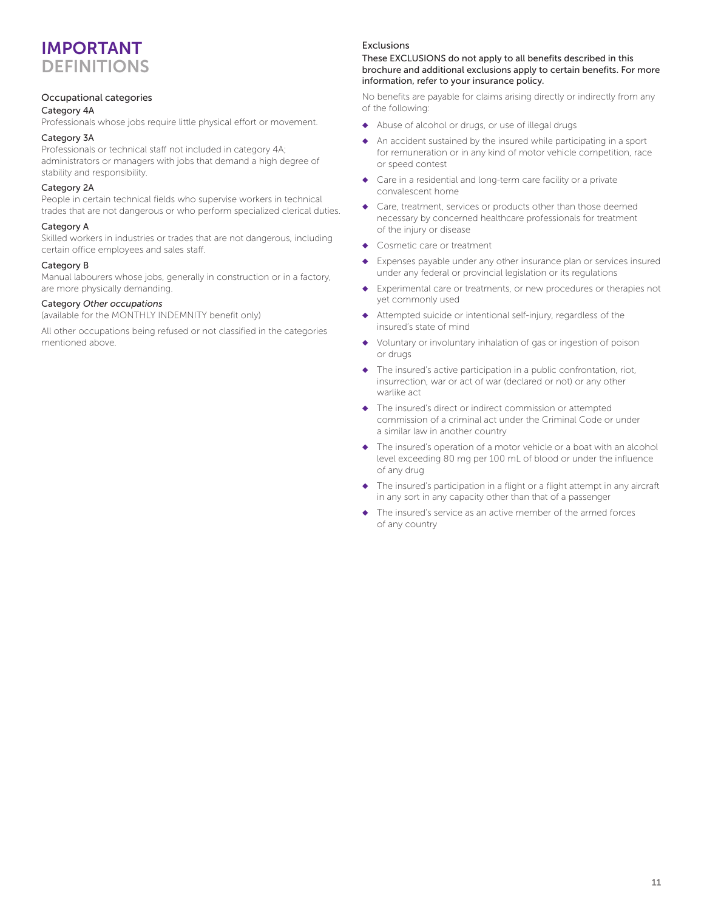# IMPORTANT DEFINITIONS

## Occupational categories

### Category 4A

Professionals whose jobs require little physical effort or movement.

### Category 3A

Professionals or technical staff not included in category 4A; administrators or managers with jobs that demand a high degree of stability and responsibility.

### Category 2A

People in certain technical fields who supervise workers in technical trades that are not dangerous or who perform specialized clerical duties.

### Category A

Skilled workers in industries or trades that are not dangerous, including certain office employees and sales staff.

### Category B

Manual labourers whose jobs, generally in construction or in a factory, are more physically demanding.

### Category *Other occupations*

(available for the MONTHLY INDEMNITY benefit only)

All other occupations being refused or not classified in the categories mentioned above.

## Exclusions

**These EXCLUSIONS do not apply to all benefits described in this brochure and additional exclusions apply to certain benefits. For more information, refer to your insurance policy.**

No benefits are payable for claims arising directly or indirectly from any of the following:

- Abuse of alcohol or drugs, or use of illegal drugs
- An accident sustained by the insured while participating in a sport for remuneration or in any kind of motor vehicle competition, race or speed contest
- Care in a residential and long-term care facility or a private convalescent home
- Care, treatment, services or products other than those deemed necessary by concerned healthcare professionals for treatment of the injury or disease
- Cosmetic care or treatment
- Expenses payable under any other insurance plan or services insured under any federal or provincial legislation or its regulations
- Experimental care or treatments, or new procedures or therapies not yet commonly used
- Attempted suicide or intentional self-injury, regardless of the insured's state of mind
- Voluntary or involuntary inhalation of gas or ingestion of poison or drugs
- The insured's active participation in a public confrontation, riot, insurrection, war or act of war (declared or not) or any other warlike act
- The insured's direct or indirect commission or attempted commission of a criminal act under the Criminal Code or under a similar law in another country
- The insured's operation of a motor vehicle or a boat with an alcohol level exceeding 80 mg per 100 mL of blood or under the influence of any drug
- The insured's participation in a flight or a flight attempt in any aircraft in any sort in any capacity other than that of a passenger
- The insured's service as an active member of the armed forces of any country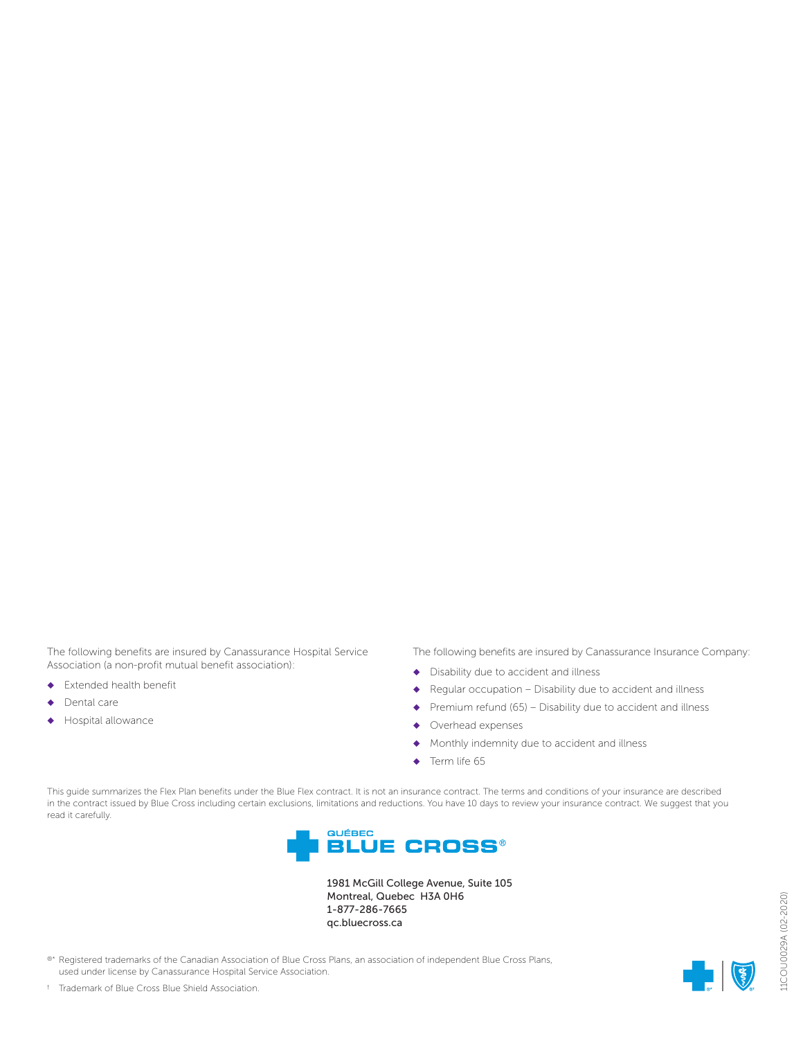The following benefits are insured by Canassurance Hospital Service Association (a non-profit mutual benefit association):

- Extended health benefit
- Dental care
- Hospital allowance

The following benefits are insured by Canassurance Insurance Company:

- Disability due to accident and illness
- Regular occupation – Disability due to accident and illness
- Premium refund (65) – Disability due to accident and illness
- Overhead expenses
- Monthly indemnity due to accident and illness
- Term life 65

This guide summarizes the Flex Plan benefits under the Blue Flex contract. It is not an insurance contract. The terms and conditions of your insurance are described in the contract issued by Blue Cross including certain exclusions, limitations and reductions. You have 10 days to review your insurance contract. We suggest that you read it carefully.

QUÉBEC BLUE CROSS®

1981 McGill College Avenue, Suite 105
Montreal, Quebec H3A 0H6
1-877-286-7665
qc.bluecross.ca

®* Registered trademarks of the Canadian Association of Blue Cross Plans, an association of independent Blue Cross Plans, used under license by Canassurance Hospital Service Association.

† Trademark of Blue Cross Blue Shield Association.

11COU0029A (02-2020)